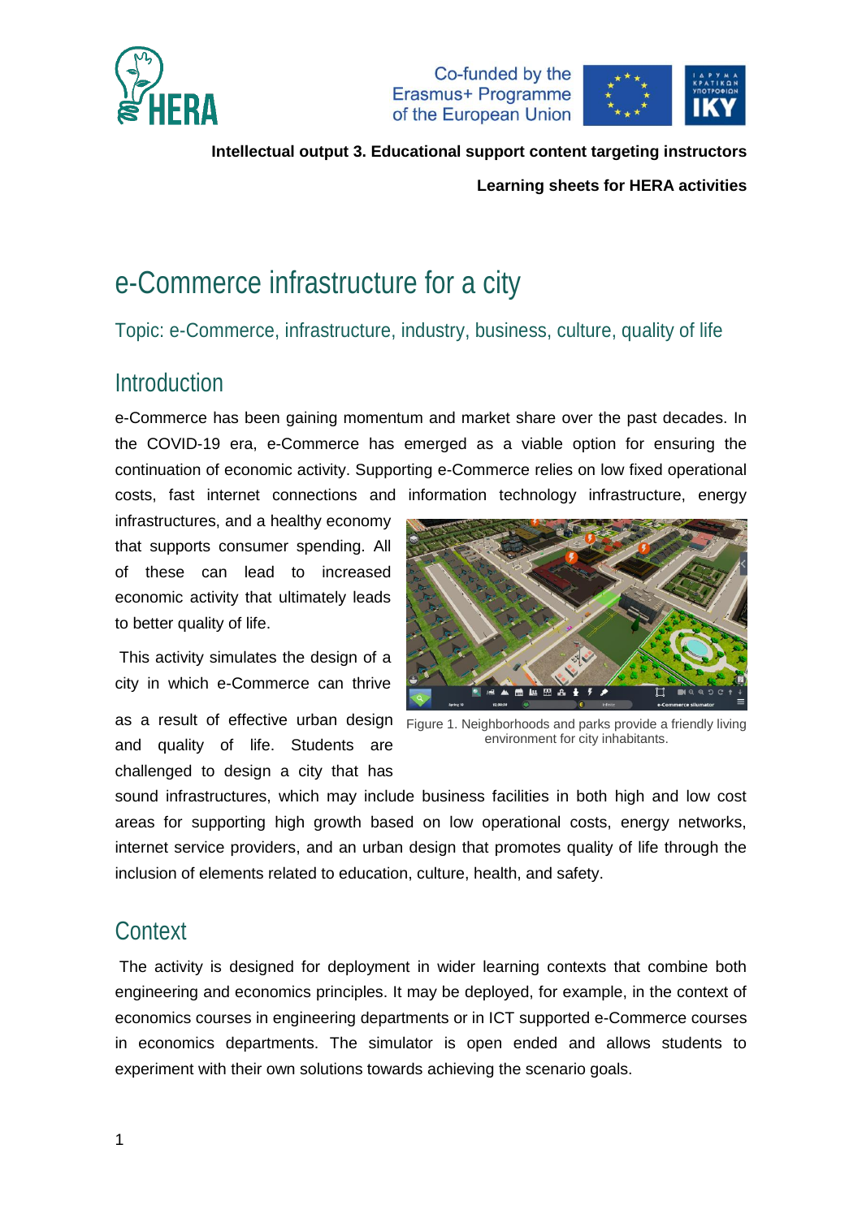**Intellectual output 3. Educational support content targeting instructors**

**Learning sheets for HERA activities**

# e-Commerce infrastructure for a city

### Topic: e-Commerce, infrastructure, industry, business, culture, quality of life

## Introduction

e-Commerce has been gaining momentum and market share over the past decades. In the COVID-19 era, e-Commerce has emerged as a viable option for ensuring the continuation of economic activity. Supporting e-Commerce relies on low fixed operational costs, fast internet connections and information technology infrastructure, energy infrastructures, and a healthy economy that supports consumer spending. All of these can lead to increased economic activity that ultimately leads to better quality of life.

This activity simulates the design of a city in which e-Commerce can thrive as a result of effective urban design and quality of life. Students are challenged to design a city that has sound infrastructures, which may include business facilities in both high and low cost areas for supporting high growth based on low operational costs, energy networks, internet service providers, and an urban design that promotes quality of life through the inclusion of elements related to education, culture, health, and safety.

Figure 1. Neighborhoods and parks provide a friendly living environment for city inhabitants.

## Context

The activity is designed for deployment in wider learning contexts that combine both engineering and economics principles. It may be deployed, for example, in the context of economics courses in engineering departments or in ICT supported e-Commerce courses in economics departments. The simulator is open ended and allows students to experiment with their own solutions towards achieving the scenario goals.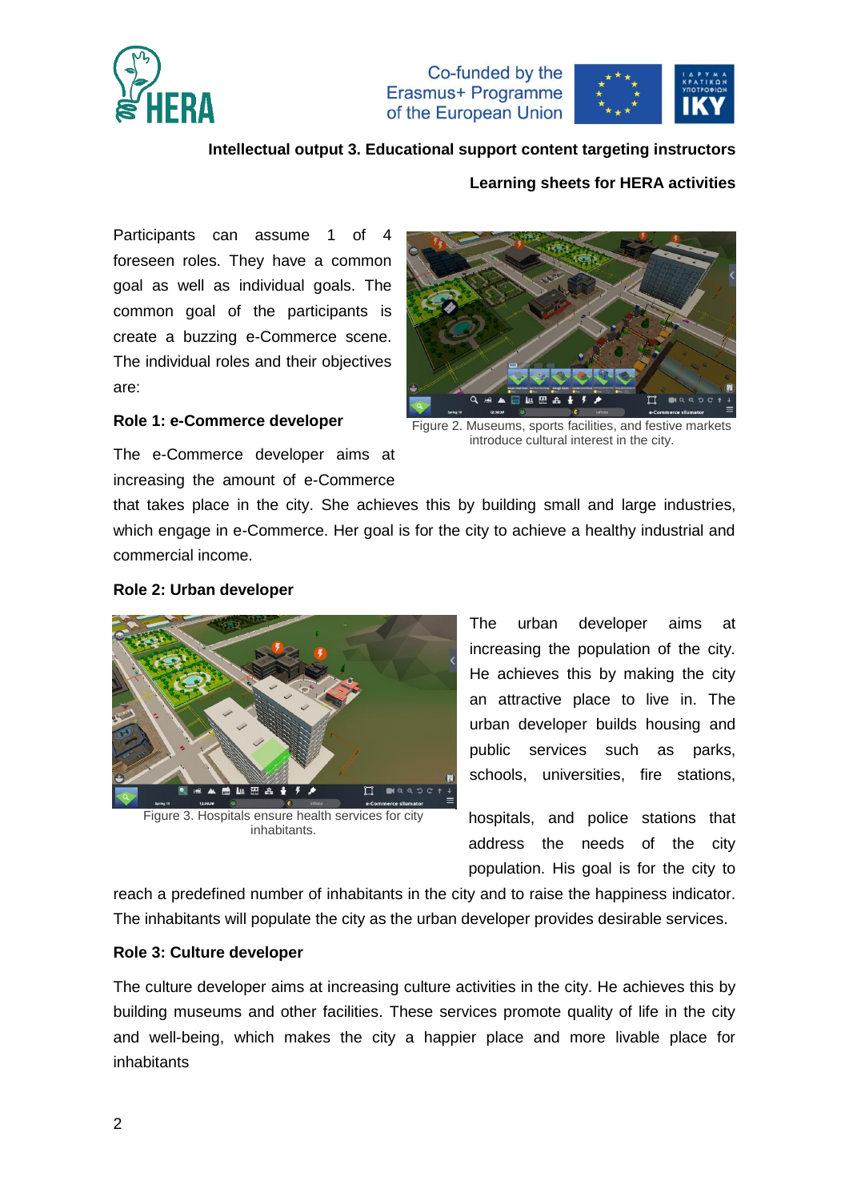Participants can assume 1 of 4 foreseen roles. They have a common goal as well as individual goals. The common goal of the participants is create a buzzing e-Commerce scene. The individual roles and their objectives are:

Figure 2. Museums, sports facilities, and festive markets introduce cultural interest in the city.

**Role 1: e-Commerce developer**

The e-Commerce developer aims at increasing the amount of e-Commerce that takes place in the city. She achieves this by building small and large industries, which engage in e-Commerce. Her goal is for the city to achieve a healthy industrial and commercial income.

**Role 2: Urban developer**

Figure 3. Hospitals ensure health services for city inhabitants.

The urban developer aims at increasing the population of the city. He achieves this by making the city an attractive place to live in. The urban developer builds housing and public services such as parks, schools, universities, fire stations, hospitals, and police stations that address the needs of the city population. His goal is for the city to reach a predefined number of inhabitants in the city and to raise the happiness indicator. The inhabitants will populate the city as the urban developer provides desirable services.

**Role 3: Culture developer**

The culture developer aims at increasing culture activities in the city. He achieves this by building museums and other facilities. These services promote quality of life in the city and well-being, which makes the city a happier place and more livable place for inhabitants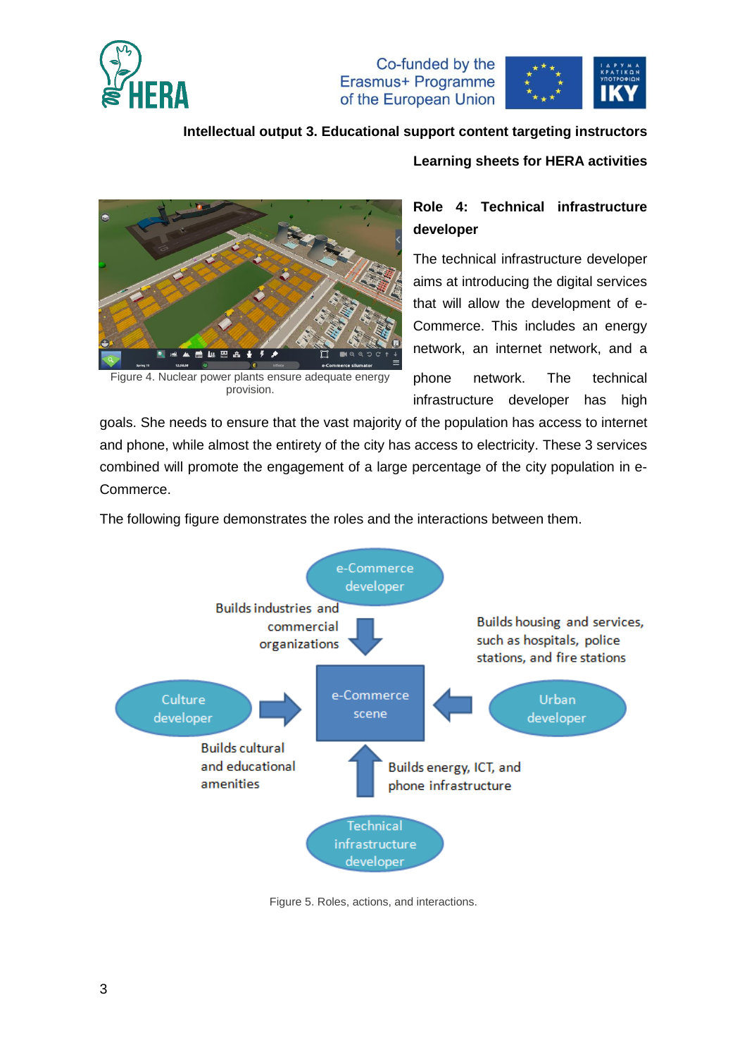**Intellectual output 3. Educational support content targeting instructors**

**Learning sheets for HERA activities**

Figure 4. Nuclear power plants ensure adequate energy provision.

## Role 4: Technical infrastructure developer

The technical infrastructure developer aims at introducing the digital services that will allow the development of e-Commerce. This includes an energy network, an internet network, and a phone network. The technical infrastructure developer has high goals. She needs to ensure that the vast majority of the population has access to internet and phone, while almost the entirety of the city has access to electricity. These 3 services combined will promote the engagement of a large percentage of the city population in e-Commerce.

The following figure demonstrates the roles and the interactions between them.

Figure 5. Roles, actions, and interactions.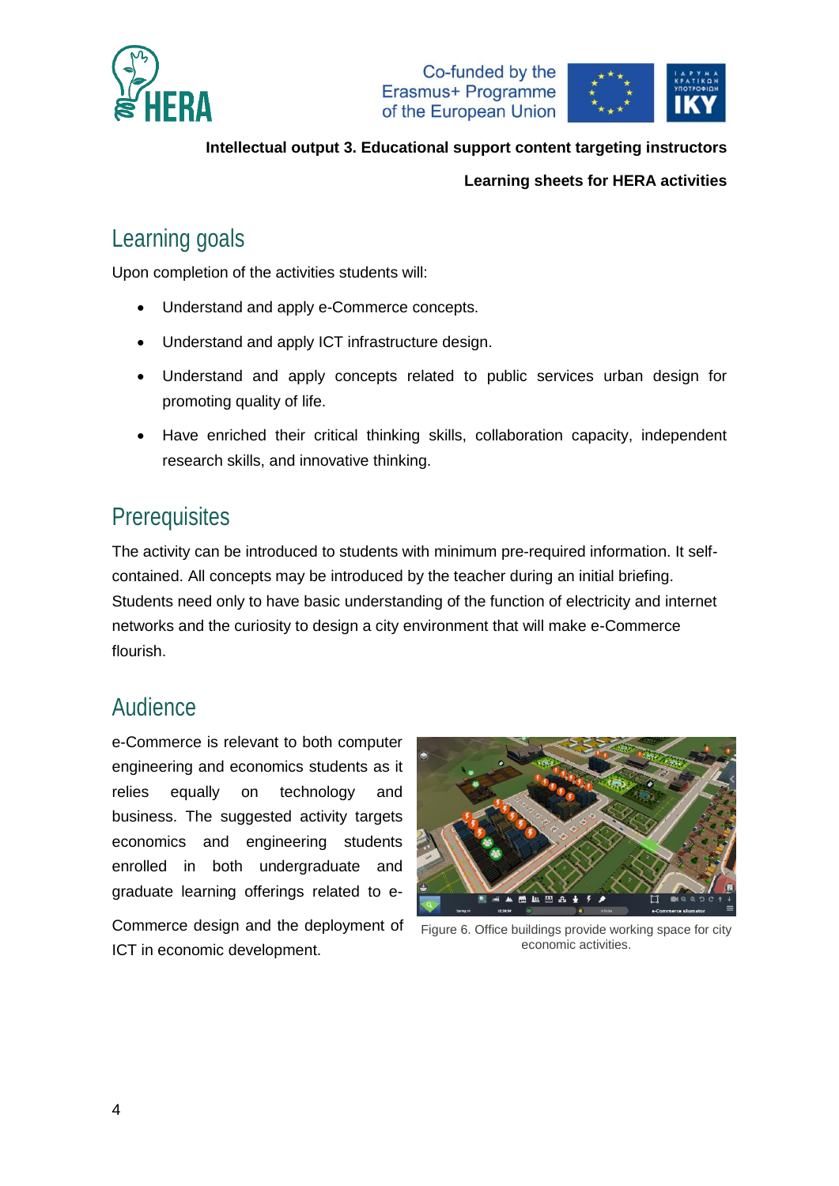## Learning goals

Upon completion of the activities students will:

- Understand and apply e-Commerce concepts.
- Understand and apply ICT infrastructure design.
- Understand and apply concepts related to public services urban design for promoting quality of life.
- Have enriched their critical thinking skills, collaboration capacity, independent research skills, and innovative thinking.

## Prerequisites

The activity can be introduced to students with minimum pre-required information. It self-contained. All concepts may be introduced by the teacher during an initial briefing. Students need only to have basic understanding of the function of electricity and internet networks and the curiosity to design a city environment that will make e-Commerce flourish.

## Audience

e-Commerce is relevant to both computer engineering and economics students as it relies equally on technology and business. The suggested activity targets economics and engineering students enrolled in both undergraduate and graduate learning offerings related to e-Commerce design and the deployment of ICT in economic development.

Figure 6. Office buildings provide working space for city economic activities.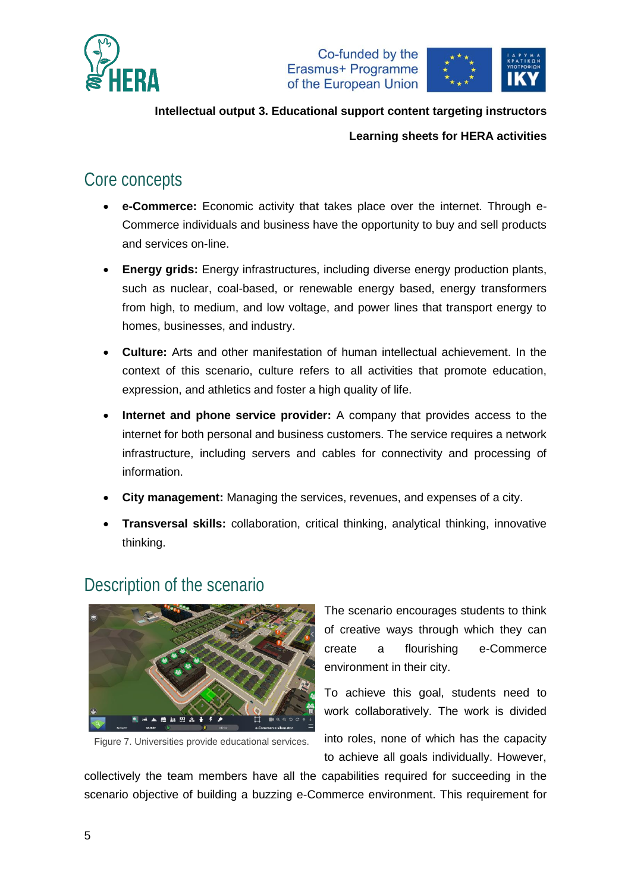Intellectual output 3. Educational support content targeting instructors

Learning sheets for HERA activities

## Core concepts

- **e-Commerce:** Economic activity that takes place over the internet. Through e-Commerce individuals and business have the opportunity to buy and sell products and services on-line.
- **Energy grids:** Energy infrastructures, including diverse energy production plants, such as nuclear, coal-based, or renewable energy based, energy transformers from high, to medium, and low voltage, and power lines that transport energy to homes, businesses, and industry.
- **Culture:** Arts and other manifestation of human intellectual achievement. In the context of this scenario, culture refers to all activities that promote education, expression, and athletics and foster a high quality of life.
- **Internet and phone service provider:** A company that provides access to the internet for both personal and business customers. The service requires a network infrastructure, including servers and cables for connectivity and processing of information.
- **City management:** Managing the services, revenues, and expenses of a city.
- **Transversal skills:** collaboration, critical thinking, analytical thinking, innovative thinking.

## Description of the scenario

Figure 7. Universities provide educational services.

The scenario encourages students to think of creative ways through which they can create a flourishing e-Commerce environment in their city.

To achieve this goal, students need to work collaboratively. The work is divided into roles, none of which has the capacity to achieve all goals individually. However, collectively the team members have all the capabilities required for succeeding in the scenario objective of building a buzzing e-Commerce environment. This requirement for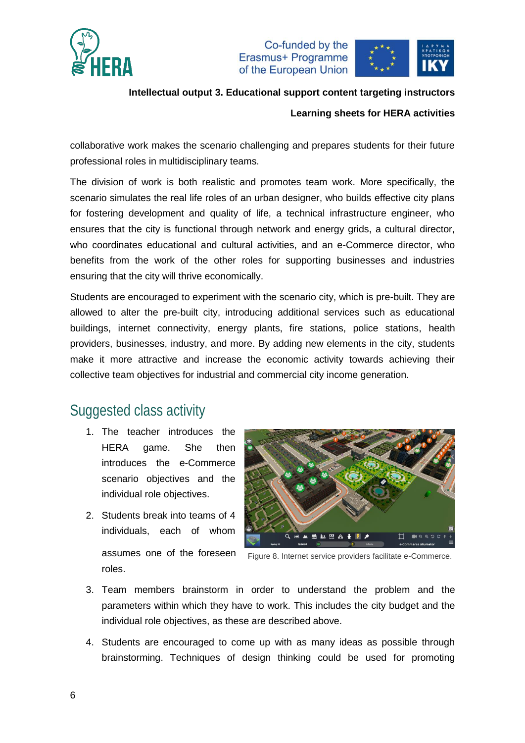collaborative work makes the scenario challenging and prepares students for their future professional roles in multidisciplinary teams.

The division of work is both realistic and promotes team work. More specifically, the scenario simulates the real life roles of an urban designer, who builds effective city plans for fostering development and quality of life, a technical infrastructure engineer, who ensures that the city is functional through network and energy grids, a cultural director, who coordinates educational and cultural activities, and an e-Commerce director, who benefits from the work of the other roles for supporting businesses and industries ensuring that the city will thrive economically.

Students are encouraged to experiment with the scenario city, which is pre-built. They are allowed to alter the pre-built city, introducing additional services such as educational buildings, internet connectivity, energy plants, fire stations, police stations, health providers, businesses, industry, and more. By adding new elements in the city, students make it more attractive and increase the economic activity towards achieving their collective team objectives for industrial and commercial city income generation.

## Suggested class activity

1. The teacher introduces the HERA game. She then introduces the e-Commerce scenario objectives and the individual role objectives.
2. Students break into teams of 4 individuals, each of whom assumes one of the foreseen roles.

Figure 8. Internet service providers facilitate e-Commerce.

3. Team members brainstorm in order to understand the problem and the parameters within which they have to work. This includes the city budget and the individual role objectives, as these are described above.
4. Students are encouraged to come up with as many ideas as possible through brainstorming. Techniques of design thinking could be used for promoting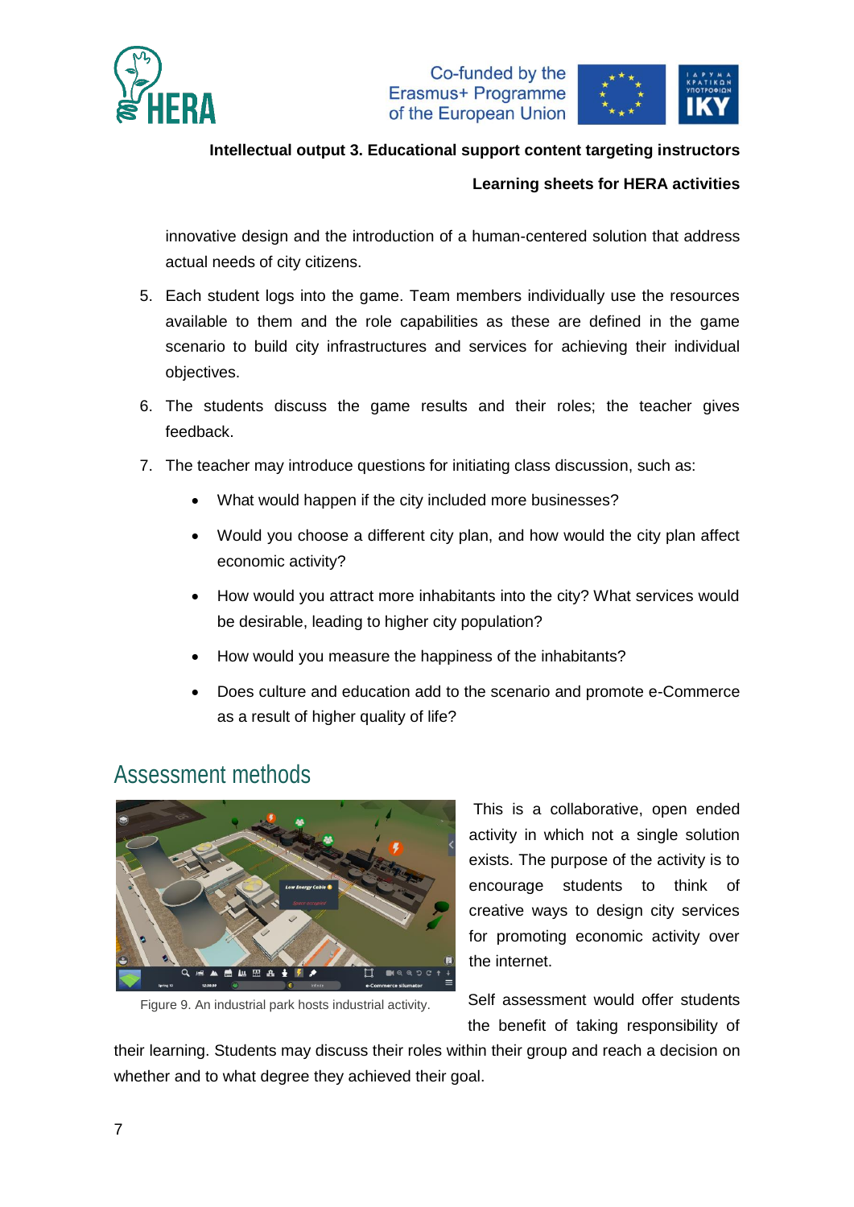innovative design and the introduction of a human-centered solution that address actual needs of city citizens.

5. Each student logs into the game. Team members individually use the resources available to them and the role capabilities as these are defined in the game scenario to build city infrastructures and services for achieving their individual objectives.
6. The students discuss the game results and their roles; the teacher gives feedback.
7. The teacher may introduce questions for initiating class discussion, such as:
   - What would happen if the city included more businesses?
   - Would you choose a different city plan, and how would the city plan affect economic activity?
   - How would you attract more inhabitants into the city? What services would be desirable, leading to higher city population?
   - How would you measure the happiness of the inhabitants?
   - Does culture and education add to the scenario and promote e-Commerce as a result of higher quality of life?

## Assessment methods

Figure 9. An industrial park hosts industrial activity.

This is a collaborative, open ended activity in which not a single solution exists. The purpose of the activity is to encourage students to think of creative ways to design city services for promoting economic activity over the internet.

Self assessment would offer students the benefit of taking responsibility of their learning. Students may discuss their roles within their group and reach a decision on whether and to what degree they achieved their goal.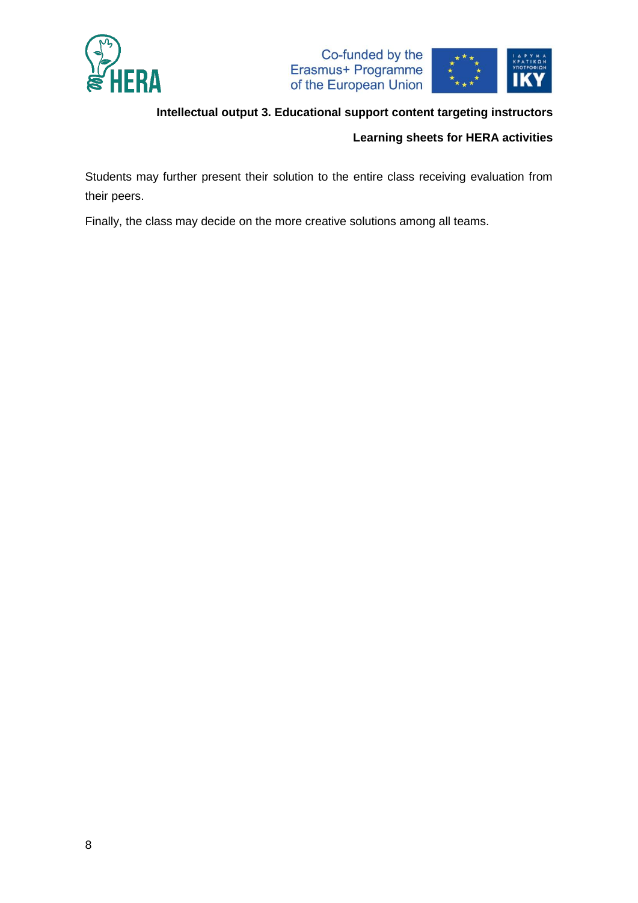Students may further present their solution to the entire class receiving evaluation from their peers.

Finally, the class may decide on the more creative solutions among all teams.